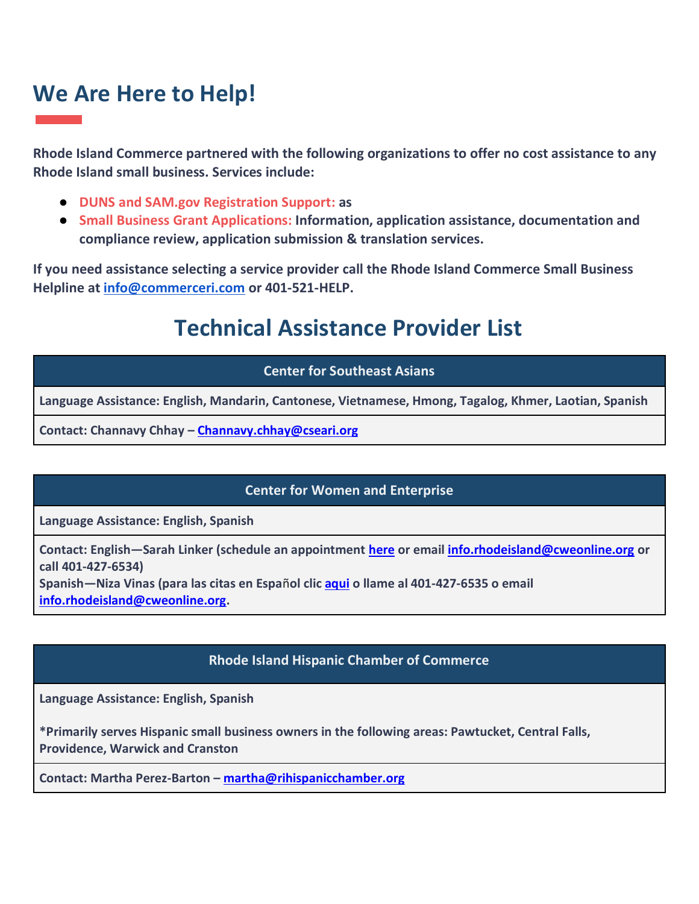# We Are Here to Help!

**Rhode Island Commerce partnered with the following organizations to offer no cost assistance to any Rhode Island small business. Services include:**

- **DUNS and SAM.gov Registration Support: as**
- **Small Business Grant Applications: Information, application assistance, documentation and compliance review, application submission & translation services.**

**If you need assistance selecting a service provider call the Rhode Island Commerce Small Business Helpline at [info@commerceri.com](mailto:info@commerceri.com) or 401-521-HELP.**

## Technical Assistance Provider List

| Center for Southeast Asians |
|---|
| Language Assistance: English, Mandarin, Cantonese, Vietnamese, Hmong, Tagalog, Khmer, Laotian, Spanish |
| Contact: Channavy Chhay – Channavy.chhay@cseari.org |

| Center for Women and Enterprise |
|---|
| Language Assistance: English, Spanish |
| Contact: English—Sarah Linker (schedule an appointment here or email info.rhodeisland@cweonline.org or call 401-427-6534)<br>Spanish—Niza Vinas (para las citas en Español clic aqui o llame al 401-427-6535 o email info.rhodeisland@cweonline.org. |

| Rhode Island Hispanic Chamber of Commerce |
|---|
| Language Assistance: English, Spanish<br><br>*Primarily serves Hispanic small business owners in the following areas: Pawtucket, Central Falls, Providence, Warwick and Cranston |
| Contact: Martha Perez-Barton – martha@rihispanicchamber.org |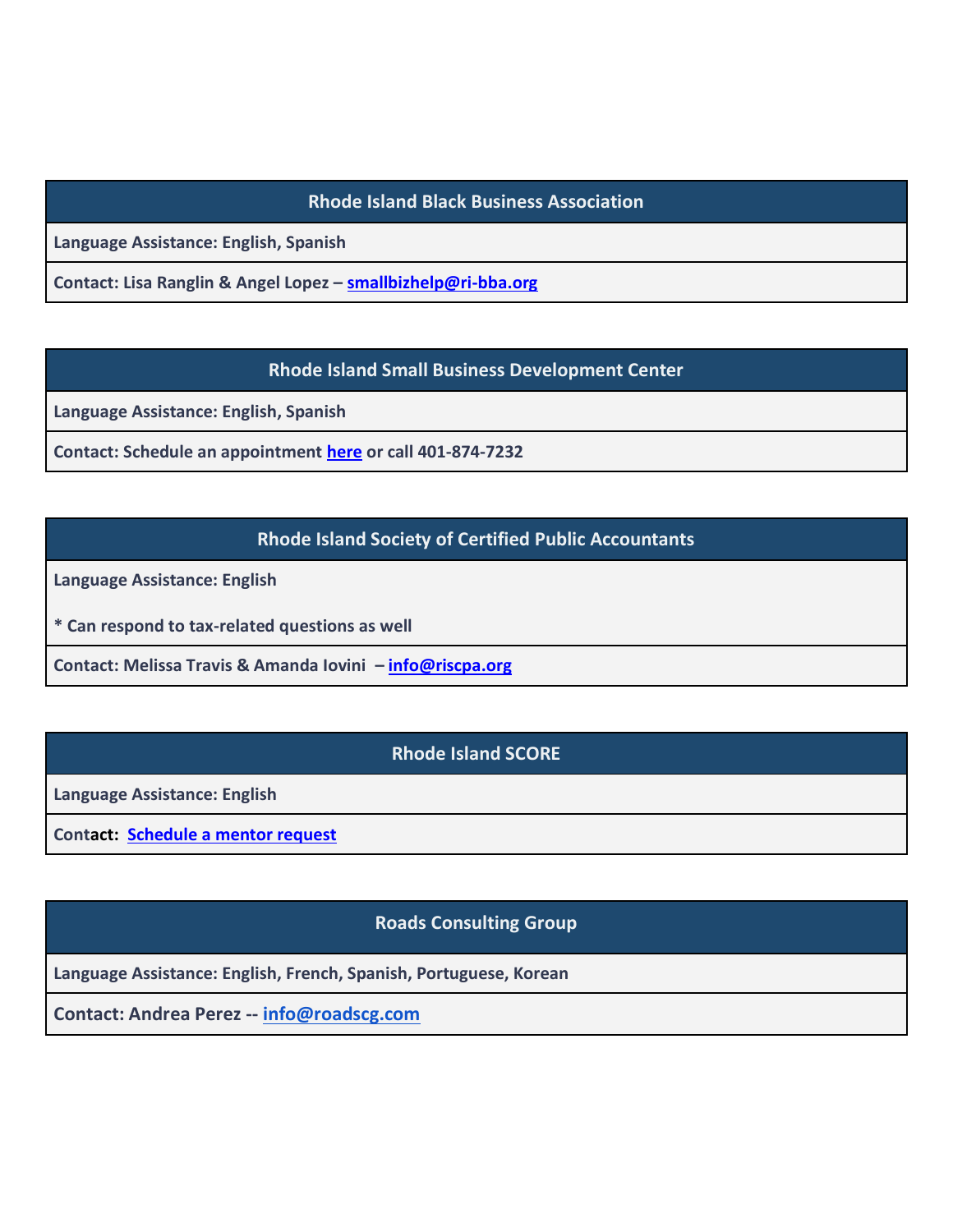| Rhode Island Black Business Association |
|---|
| **Language Assistance: English, Spanish** |
| **Contact: Lisa Ranglin & Angel Lopez – smallbizhelp@ri-bba.org** |

| Rhode Island Small Business Development Center |
|---|
| **Language Assistance: English, Spanish** |
| **Contact: Schedule an appointment here or call 401-874-7232** |

| Rhode Island Society of Certified Public Accountants |
|---|
| **Language Assistance: English**<br><br>**\* Can respond to tax-related questions as well** |
| **Contact: Melissa Travis & Amanda Iovini – info@riscpa.org** |

| Rhode Island SCORE |
|---|
| **Language Assistance: English** |
| **Contact: Schedule a mentor request** |

| Roads Consulting Group |
|---|
| **Language Assistance: English, French, Spanish, Portuguese, Korean** |
| **Contact: Andrea Perez -- info@roadscg.com** |